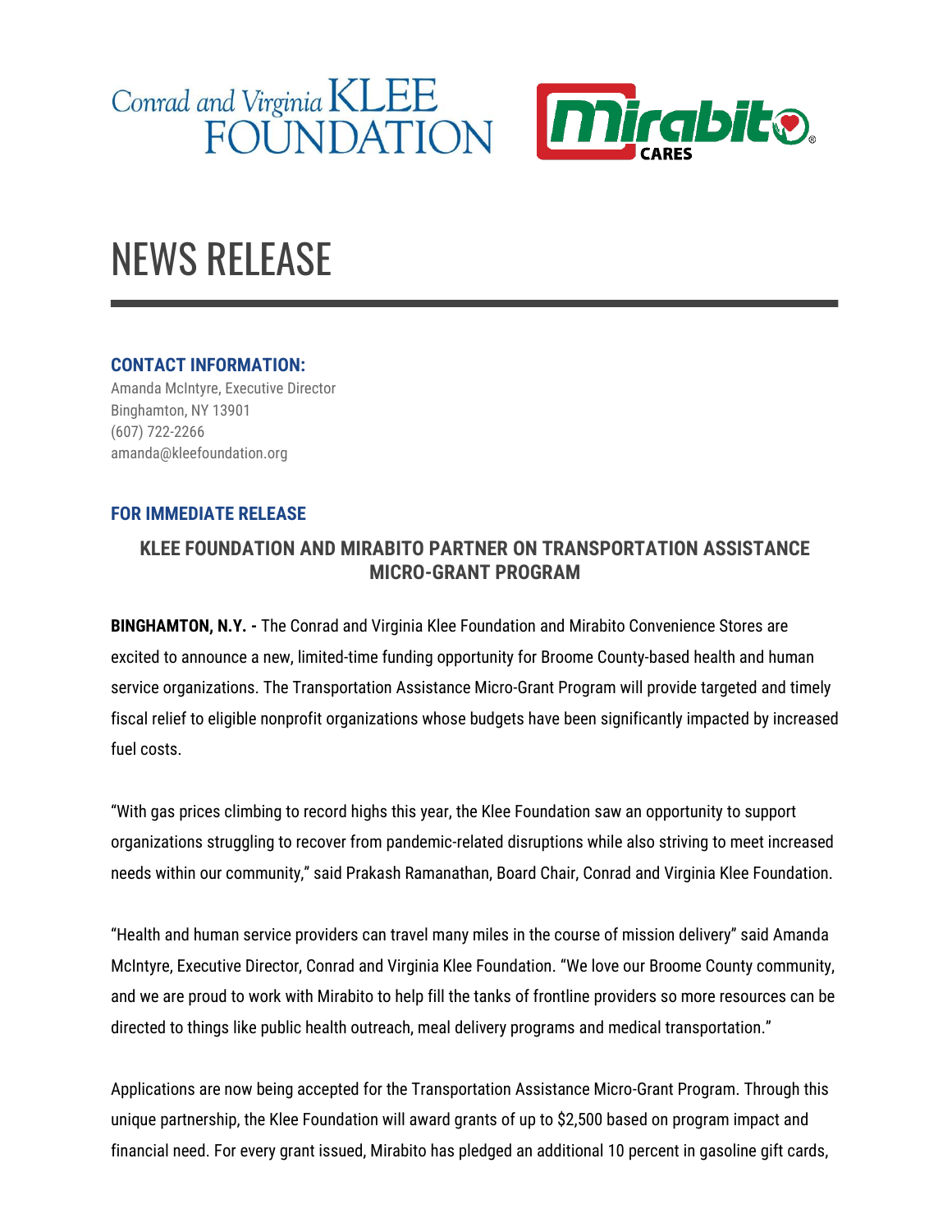# NEWS RELEASE

**CONTACT INFORMATION:**

Amanda McIntyre, Executive Director
Binghamton, NY 13901
(607) 722-2266
amanda@kleefoundation.org

**FOR IMMEDIATE RELEASE**

## KLEE FOUNDATION AND MIRABITO PARTNER ON TRANSPORTATION ASSISTANCE MICRO-GRANT PROGRAM

**BINGHAMTON, N.Y. -** The Conrad and Virginia Klee Foundation and Mirabito Convenience Stores are excited to announce a new, limited-time funding opportunity for Broome County-based health and human service organizations. The Transportation Assistance Micro-Grant Program will provide targeted and timely fiscal relief to eligible nonprofit organizations whose budgets have been significantly impacted by increased fuel costs.

"With gas prices climbing to record highs this year, the Klee Foundation saw an opportunity to support organizations struggling to recover from pandemic-related disruptions while also striving to meet increased needs within our community," said Prakash Ramanathan, Board Chair, Conrad and Virginia Klee Foundation.

"Health and human service providers can travel many miles in the course of mission delivery" said Amanda McIntyre, Executive Director, Conrad and Virginia Klee Foundation. "We love our Broome County community, and we are proud to work with Mirabito to help fill the tanks of frontline providers so more resources can be directed to things like public health outreach, meal delivery programs and medical transportation."

Applications are now being accepted for the Transportation Assistance Micro-Grant Program. Through this unique partnership, the Klee Foundation will award grants of up to $2,500 based on program impact and financial need. For every grant issued, Mirabito has pledged an additional 10 percent in gasoline gift cards,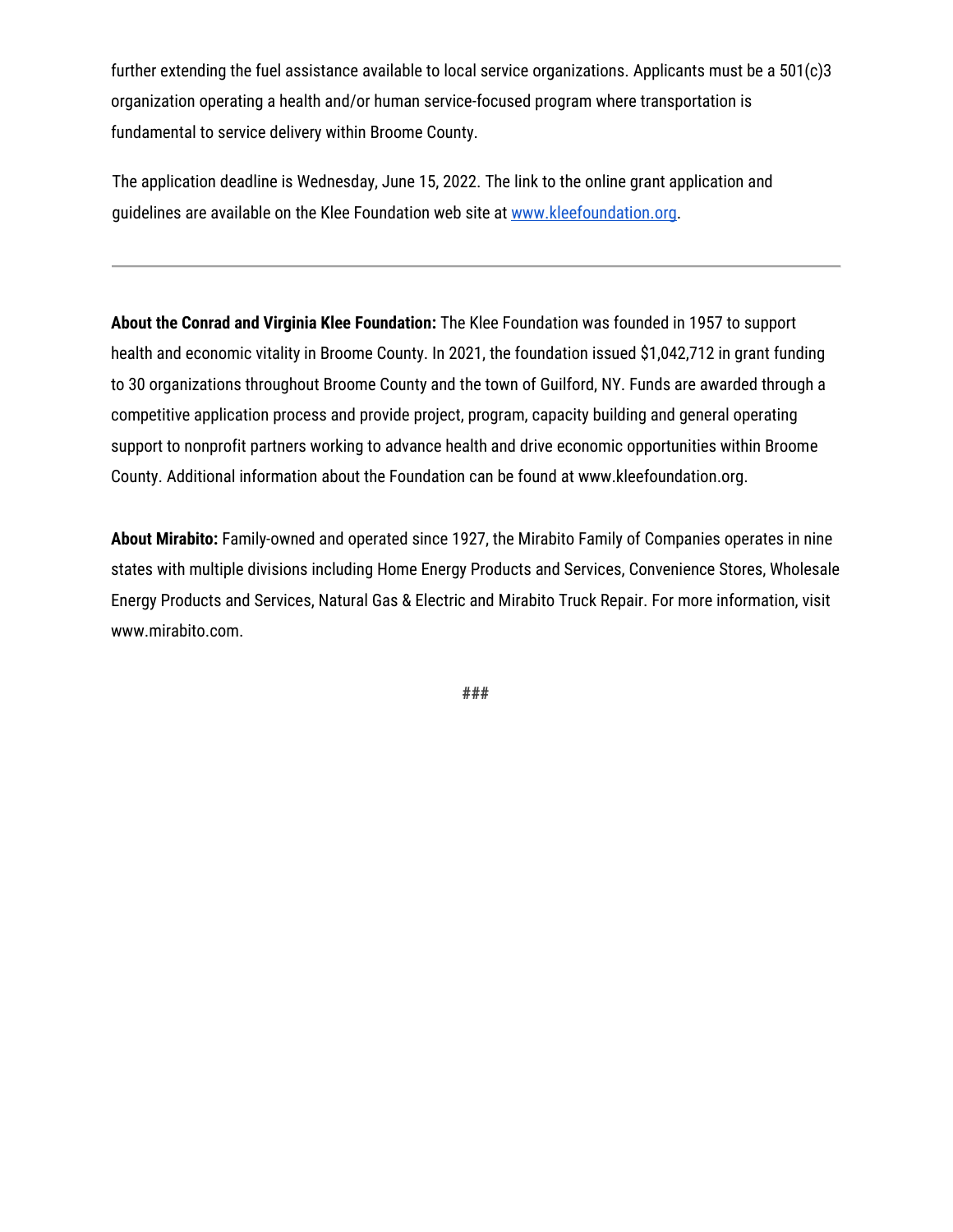further extending the fuel assistance available to local service organizations. Applicants must be a 501(c)3 organization operating a health and/or human service-focused program where transportation is fundamental to service delivery within Broome County.

The application deadline is Wednesday, June 15, 2022. The link to the online grant application and guidelines are available on the Klee Foundation web site at [www.kleefoundation.org](http://www.kleefoundation.org).

---

**About the Conrad and Virginia Klee Foundation:** The Klee Foundation was founded in 1957 to support health and economic vitality in Broome County. In 2021, the foundation issued $1,042,712 in grant funding to 30 organizations throughout Broome County and the town of Guilford, NY. Funds are awarded through a competitive application process and provide project, program, capacity building and general operating support to nonprofit partners working to advance health and drive economic opportunities within Broome County. Additional information about the Foundation can be found at www.kleefoundation.org.

**About Mirabito:** Family-owned and operated since 1927, the Mirabito Family of Companies operates in nine states with multiple divisions including Home Energy Products and Services, Convenience Stores, Wholesale Energy Products and Services, Natural Gas & Electric and Mirabito Truck Repair. For more information, visit www.mirabito.com.

###